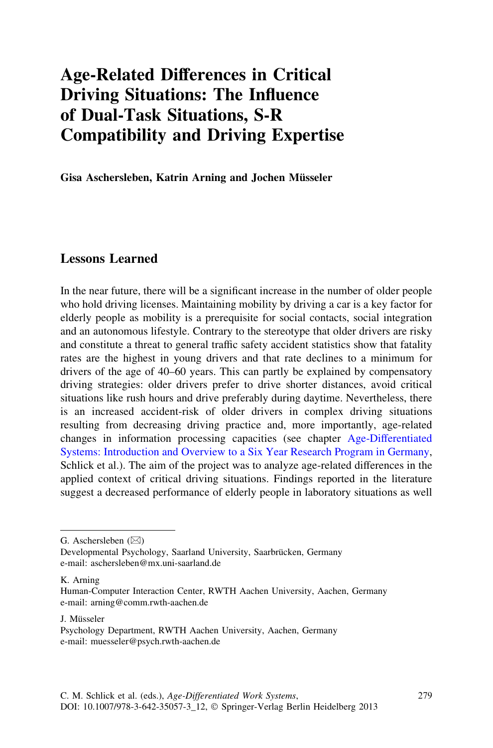# Age-Related Differences in Critical Driving Situations: The Influence of Dual-Task Situations, S-R Compatibility and Driving Expertise

**Gisa Aschersleben, Katrin Arning and Jochen Müsseler**

## Lessons Learned

In the near future, there will be a significant increase in the number of older people who hold driving licenses. Maintaining mobility by driving a car is a key factor for elderly people as mobility is a prerequisite for social contacts, social integration and an autonomous lifestyle. Contrary to the stereotype that older drivers are risky and constitute a threat to general traffic safety accident statistics show that fatality rates are the highest in young drivers and that rate declines to a minimum for drivers of the age of 40–60 years. This can partly be explained by compensatory driving strategies: older drivers prefer to drive shorter distances, avoid critical situations like rush hours and drive preferably during daytime. Nevertheless, there is an increased accident-risk of older drivers in complex driving situations resulting from decreasing driving practice and, more importantly, age-related changes in information processing capacities (see chapter Age-Differentiated Systems: Introduction and Overview to a Six Year Research Program in Germany, Schlick et al.). The aim of the project was to analyze age-related differences in the applied context of critical driving situations. Findings reported in the literature suggest a decreased performance of elderly people in laboratory situations as well

---

G. Aschersleben (✉)
Developmental Psychology, Saarland University, Saarbrücken, Germany
e-mail: aschersleben@mx.uni-saarland.de

K. Arning
Human-Computer Interaction Center, RWTH Aachen University, Aachen, Germany
e-mail: arning@comm.rwth-aachen.de

J. Müsseler
Psychology Department, RWTH Aachen University, Aachen, Germany
e-mail: muesseler@psych.rwth-aachen.de

C. M. Schlick et al. (eds.), *Age-Differentiated Work Systems*,
DOI: 10.1007/978-3-642-35057-3_12, © Springer-Verlag Berlin Heidelberg 2013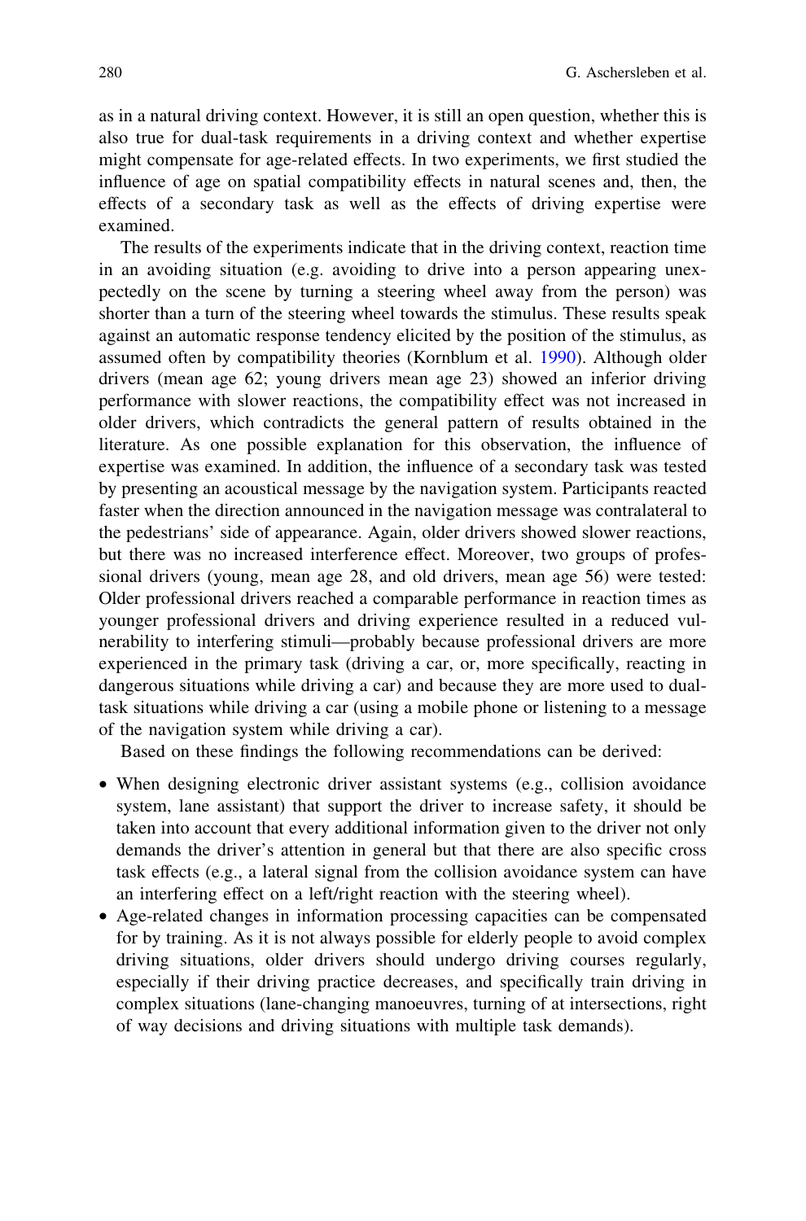as in a natural driving context. However, it is still an open question, whether this is also true for dual-task requirements in a driving context and whether expertise might compensate for age-related effects. In two experiments, we first studied the influence of age on spatial compatibility effects in natural scenes and, then, the effects of a secondary task as well as the effects of driving expertise were examined.

The results of the experiments indicate that in the driving context, reaction time in an avoiding situation (e.g. avoiding to drive into a person appearing unexpectedly on the scene by turning a steering wheel away from the person) was shorter than a turn of the steering wheel towards the stimulus. These results speak against an automatic response tendency elicited by the position of the stimulus, as assumed often by compatibility theories (Kornblum et al. 1990). Although older drivers (mean age 62; young drivers mean age 23) showed an inferior driving performance with slower reactions, the compatibility effect was not increased in older drivers, which contradicts the general pattern of results obtained in the literature. As one possible explanation for this observation, the influence of expertise was examined. In addition, the influence of a secondary task was tested by presenting an acoustical message by the navigation system. Participants reacted faster when the direction announced in the navigation message was contralateral to the pedestrians' side of appearance. Again, older drivers showed slower reactions, but there was no increased interference effect. Moreover, two groups of professional drivers (young, mean age 28, and old drivers, mean age 56) were tested: Older professional drivers reached a comparable performance in reaction times as younger professional drivers and driving experience resulted in a reduced vulnerability to interfering stimuli—probably because professional drivers are more experienced in the primary task (driving a car, or, more specifically, reacting in dangerous situations while driving a car) and because they are more used to dual-task situations while driving a car (using a mobile phone or listening to a message of the navigation system while driving a car).

Based on these findings the following recommendations can be derived:

- When designing electronic driver assistant systems (e.g., collision avoidance system, lane assistant) that support the driver to increase safety, it should be taken into account that every additional information given to the driver not only demands the driver's attention in general but that there are also specific cross task effects (e.g., a lateral signal from the collision avoidance system can have an interfering effect on a left/right reaction with the steering wheel).
- Age-related changes in information processing capacities can be compensated for by training. As it is not always possible for elderly people to avoid complex driving situations, older drivers should undergo driving courses regularly, especially if their driving practice decreases, and specifically train driving in complex situations (lane-changing manoeuvres, turning of at intersections, right of way decisions and driving situations with multiple task demands).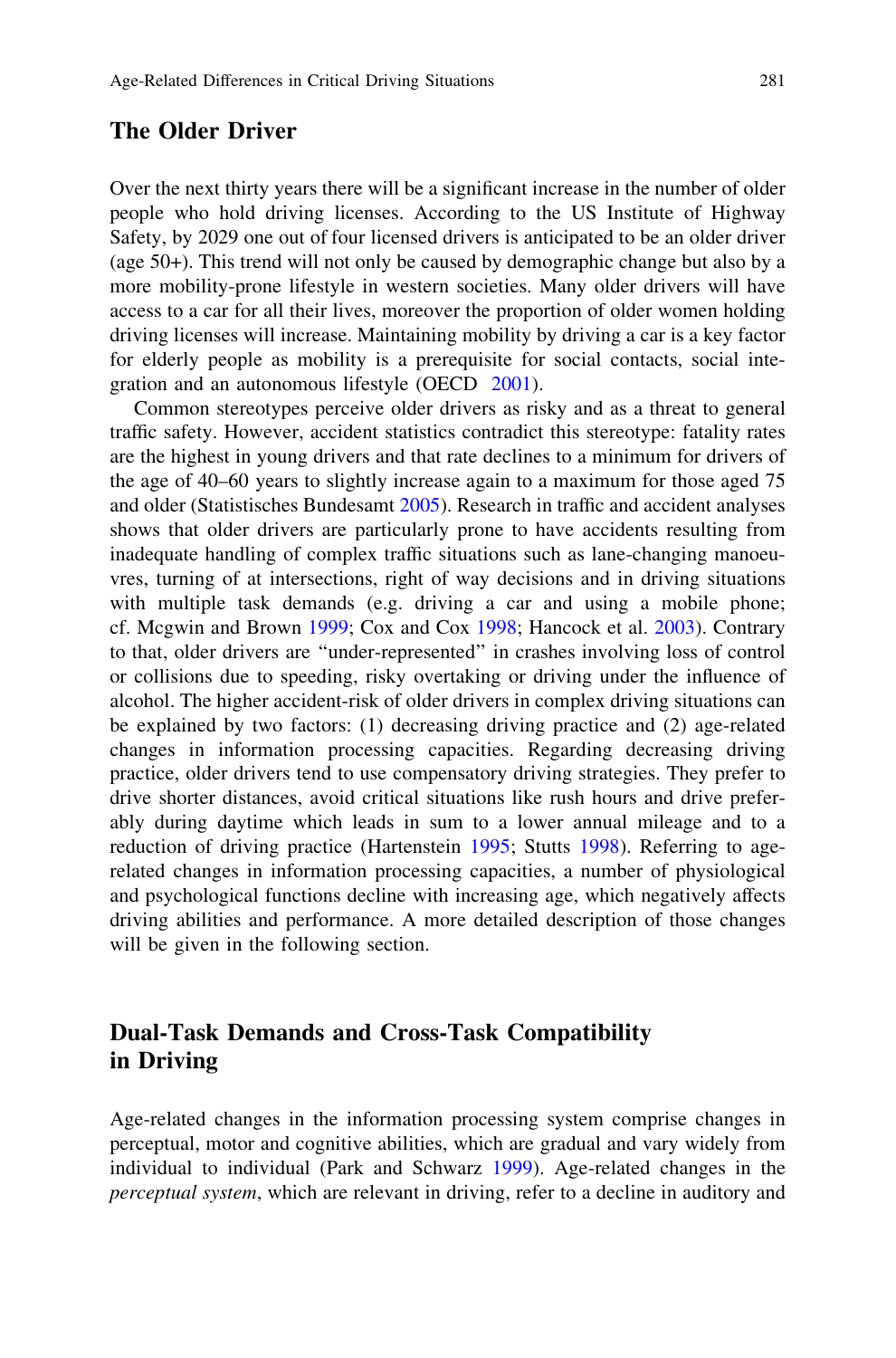## The Older Driver

Over the next thirty years there will be a significant increase in the number of older people who hold driving licenses. According to the US Institute of Highway Safety, by 2029 one out of four licensed drivers is anticipated to be an older driver (age 50+). This trend will not only be caused by demographic change but also by a more mobility-prone lifestyle in western societies. Many older drivers will have access to a car for all their lives, moreover the proportion of older women holding driving licenses will increase. Maintaining mobility by driving a car is a key factor for elderly people as mobility is a prerequisite for social contacts, social integration and an autonomous lifestyle (OECD 2001).

Common stereotypes perceive older drivers as risky and as a threat to general traffic safety. However, accident statistics contradict this stereotype: fatality rates are the highest in young drivers and that rate declines to a minimum for drivers of the age of 40–60 years to slightly increase again to a maximum for those aged 75 and older (Statistisches Bundesamt 2005). Research in traffic and accident analyses shows that older drivers are particularly prone to have accidents resulting from inadequate handling of complex traffic situations such as lane-changing manoeuvres, turning of at intersections, right of way decisions and in driving situations with multiple task demands (e.g. driving a car and using a mobile phone; cf. Mcgwin and Brown 1999; Cox and Cox 1998; Hancock et al. 2003). Contrary to that, older drivers are "under-represented" in crashes involving loss of control or collisions due to speeding, risky overtaking or driving under the influence of alcohol. The higher accident-risk of older drivers in complex driving situations can be explained by two factors: (1) decreasing driving practice and (2) age-related changes in information processing capacities. Regarding decreasing driving practice, older drivers tend to use compensatory driving strategies. They prefer to drive shorter distances, avoid critical situations like rush hours and drive preferably during daytime which leads in sum to a lower annual mileage and to a reduction of driving practice (Hartenstein 1995; Stutts 1998). Referring to age-related changes in information processing capacities, a number of physiological and psychological functions decline with increasing age, which negatively affects driving abilities and performance. A more detailed description of those changes will be given in the following section.

## Dual-Task Demands and Cross-Task Compatibility in Driving

Age-related changes in the information processing system comprise changes in perceptual, motor and cognitive abilities, which are gradual and vary widely from individual to individual (Park and Schwarz 1999). Age-related changes in the *perceptual system*, which are relevant in driving, refer to a decline in auditory and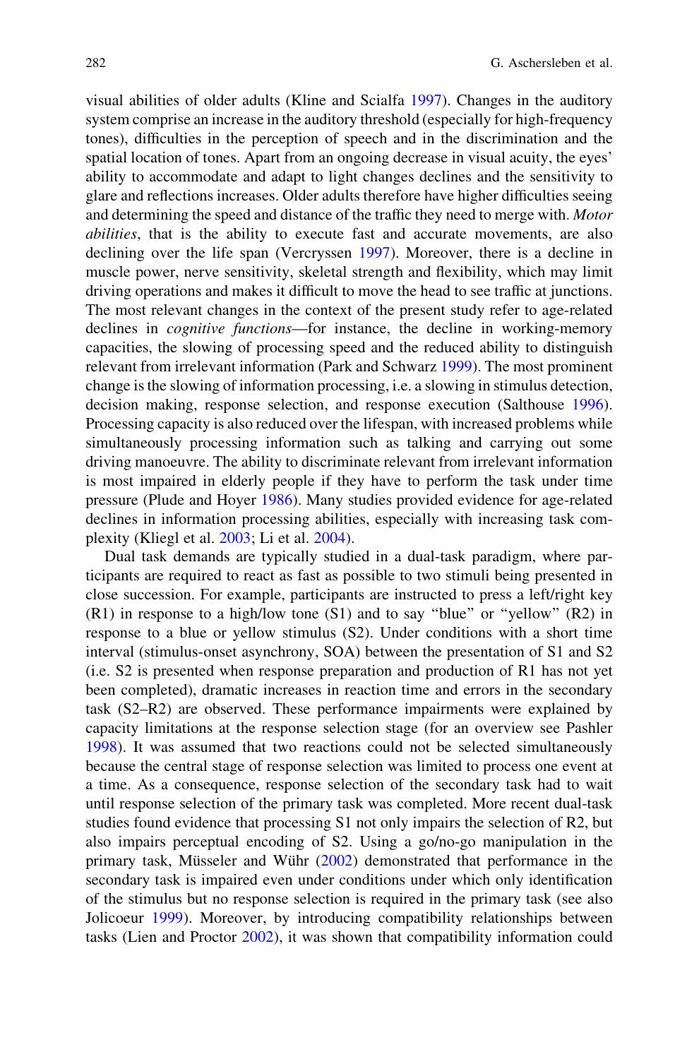visual abilities of older adults (Kline and Scialfa 1997). Changes in the auditory system comprise an increase in the auditory threshold (especially for high-frequency tones), difficulties in the perception of speech and in the discrimination and the spatial location of tones. Apart from an ongoing decrease in visual acuity, the eyes' ability to accommodate and adapt to light changes declines and the sensitivity to glare and reflections increases. Older adults therefore have higher difficulties seeing and determining the speed and distance of the traffic they need to merge with. *Motor abilities*, that is the ability to execute fast and accurate movements, are also declining over the life span (Vercryssen 1997). Moreover, there is a decline in muscle power, nerve sensitivity, skeletal strength and flexibility, which may limit driving operations and makes it difficult to move the head to see traffic at junctions. The most relevant changes in the context of the present study refer to age-related declines in *cognitive functions*—for instance, the decline in working-memory capacities, the slowing of processing speed and the reduced ability to distinguish relevant from irrelevant information (Park and Schwarz 1999). The most prominent change is the slowing of information processing, i.e. a slowing in stimulus detection, decision making, response selection, and response execution (Salthouse 1996). Processing capacity is also reduced over the lifespan, with increased problems while simultaneously processing information such as talking and carrying out some driving manoeuvre. The ability to discriminate relevant from irrelevant information is most impaired in elderly people if they have to perform the task under time pressure (Plude and Hoyer 1986). Many studies provided evidence for age-related declines in information processing abilities, especially with increasing task complexity (Kliegl et al. 2003; Li et al. 2004).

Dual task demands are typically studied in a dual-task paradigm, where participants are required to react as fast as possible to two stimuli being presented in close succession. For example, participants are instructed to press a left/right key (R1) in response to a high/low tone (S1) and to say "blue" or "yellow" (R2) in response to a blue or yellow stimulus (S2). Under conditions with a short time interval (stimulus-onset asynchrony, SOA) between the presentation of S1 and S2 (i.e. S2 is presented when response preparation and production of R1 has not yet been completed), dramatic increases in reaction time and errors in the secondary task (S2–R2) are observed. These performance impairments were explained by capacity limitations at the response selection stage (for an overview see Pashler 1998). It was assumed that two reactions could not be selected simultaneously because the central stage of response selection was limited to process one event at a time. As a consequence, response selection of the secondary task had to wait until response selection of the primary task was completed. More recent dual-task studies found evidence that processing S1 not only impairs the selection of R2, but also impairs perceptual encoding of S2. Using a go/no-go manipulation in the primary task, Müsseler and Wühr (2002) demonstrated that performance in the secondary task is impaired even under conditions under which only identification of the stimulus but no response selection is required in the primary task (see also Jolicoeur 1999). Moreover, by introducing compatibility relationships between tasks (Lien and Proctor 2002), it was shown that compatibility information could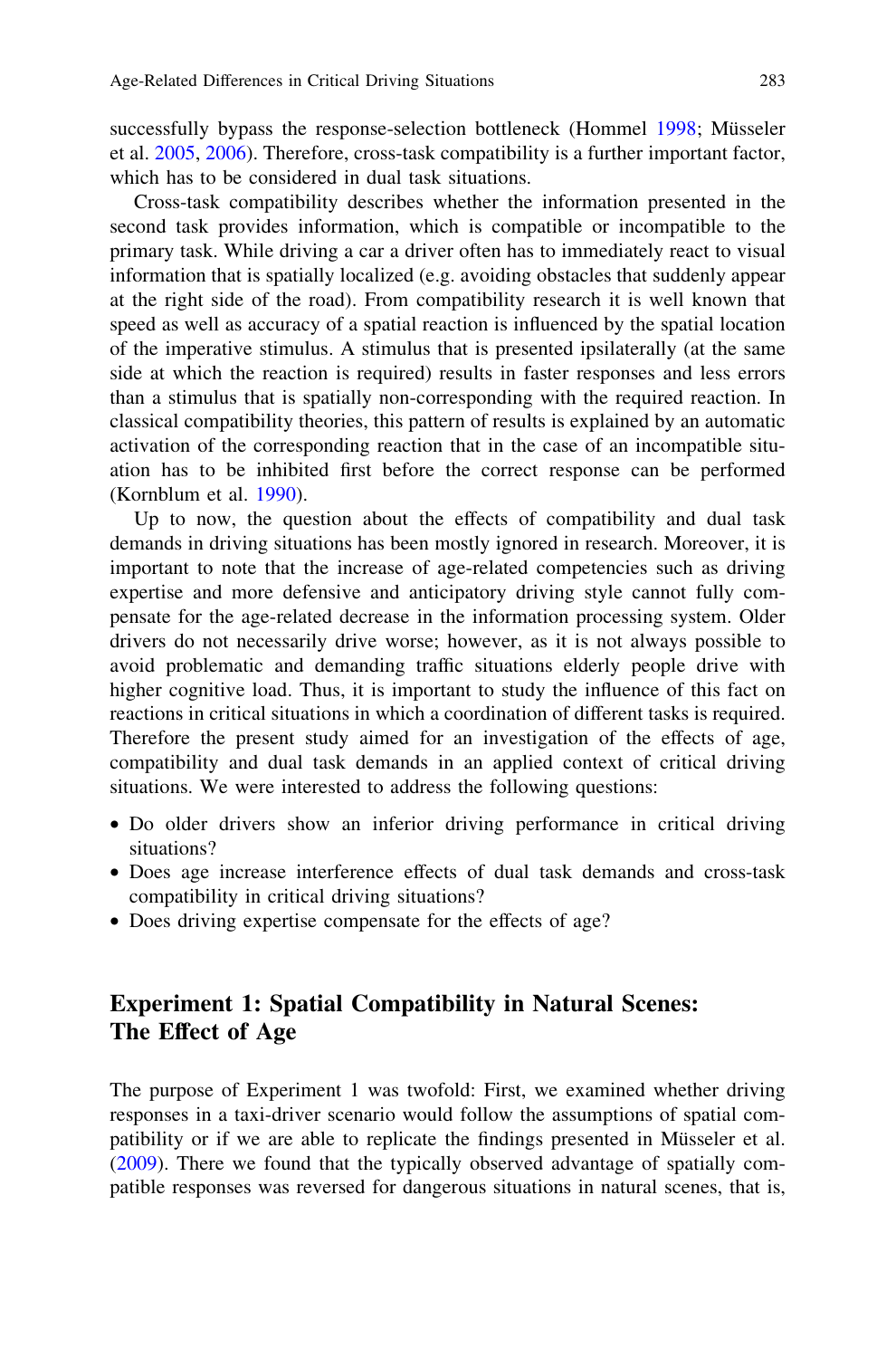successfully bypass the response-selection bottleneck (Hommel 1998; Müsseler et al. 2005, 2006). Therefore, cross-task compatibility is a further important factor, which has to be considered in dual task situations.

Cross-task compatibility describes whether the information presented in the second task provides information, which is compatible or incompatible to the primary task. While driving a car a driver often has to immediately react to visual information that is spatially localized (e.g. avoiding obstacles that suddenly appear at the right side of the road). From compatibility research it is well known that speed as well as accuracy of a spatial reaction is influenced by the spatial location of the imperative stimulus. A stimulus that is presented ipsilaterally (at the same side at which the reaction is required) results in faster responses and less errors than a stimulus that is spatially non-corresponding with the required reaction. In classical compatibility theories, this pattern of results is explained by an automatic activation of the corresponding reaction that in the case of an incompatible situation has to be inhibited first before the correct response can be performed (Kornblum et al. 1990).

Up to now, the question about the effects of compatibility and dual task demands in driving situations has been mostly ignored in research. Moreover, it is important to note that the increase of age-related competencies such as driving expertise and more defensive and anticipatory driving style cannot fully compensate for the age-related decrease in the information processing system. Older drivers do not necessarily drive worse; however, as it is not always possible to avoid problematic and demanding traffic situations elderly people drive with higher cognitive load. Thus, it is important to study the influence of this fact on reactions in critical situations in which a coordination of different tasks is required. Therefore the present study aimed for an investigation of the effects of age, compatibility and dual task demands in an applied context of critical driving situations. We were interested to address the following questions:

- Do older drivers show an inferior driving performance in critical driving situations?
- Does age increase interference effects of dual task demands and cross-task compatibility in critical driving situations?
- Does driving expertise compensate for the effects of age?

## Experiment 1: Spatial Compatibility in Natural Scenes: The Effect of Age

The purpose of Experiment 1 was twofold: First, we examined whether driving responses in a taxi-driver scenario would follow the assumptions of spatial compatibility or if we are able to replicate the findings presented in Müsseler et al. (2009). There we found that the typically observed advantage of spatially compatible responses was reversed for dangerous situations in natural scenes, that is,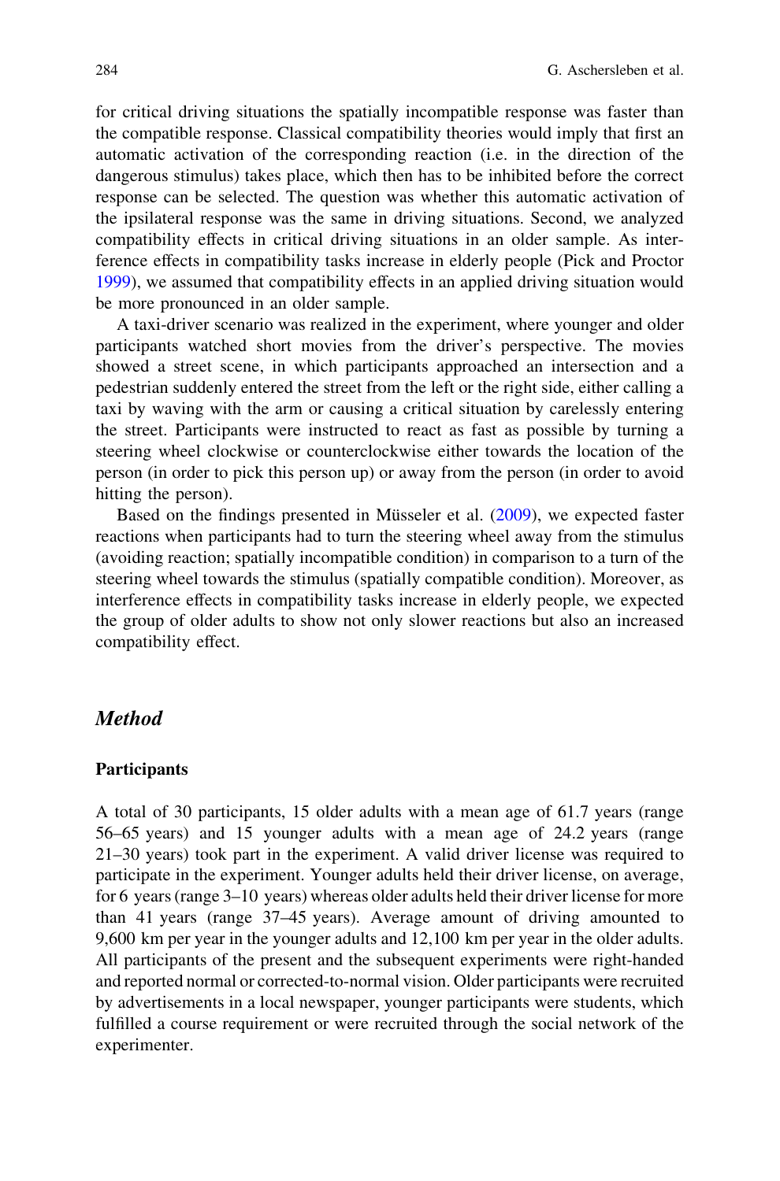for critical driving situations the spatially incompatible response was faster than the compatible response. Classical compatibility theories would imply that first an automatic activation of the corresponding reaction (i.e. in the direction of the dangerous stimulus) takes place, which then has to be inhibited before the correct response can be selected. The question was whether this automatic activation of the ipsilateral response was the same in driving situations. Second, we analyzed compatibility effects in critical driving situations in an older sample. As interference effects in compatibility tasks increase in elderly people (Pick and Proctor 1999), we assumed that compatibility effects in an applied driving situation would be more pronounced in an older sample.

A taxi-driver scenario was realized in the experiment, where younger and older participants watched short movies from the driver's perspective. The movies showed a street scene, in which participants approached an intersection and a pedestrian suddenly entered the street from the left or the right side, either calling a taxi by waving with the arm or causing a critical situation by carelessly entering the street. Participants were instructed to react as fast as possible by turning a steering wheel clockwise or counterclockwise either towards the location of the person (in order to pick this person up) or away from the person (in order to avoid hitting the person).

Based on the findings presented in Müsseler et al. (2009), we expected faster reactions when participants had to turn the steering wheel away from the stimulus (avoiding reaction; spatially incompatible condition) in comparison to a turn of the steering wheel towards the stimulus (spatially compatible condition). Moreover, as interference effects in compatibility tasks increase in elderly people, we expected the group of older adults to show not only slower reactions but also an increased compatibility effect.

## Method

### Participants

A total of 30 participants, 15 older adults with a mean age of 61.7 years (range 56–65 years) and 15 younger adults with a mean age of 24.2 years (range 21–30 years) took part in the experiment. A valid driver license was required to participate in the experiment. Younger adults held their driver license, on average, for 6 years (range 3–10 years) whereas older adults held their driver license for more than 41 years (range 37–45 years). Average amount of driving amounted to 9,600 km per year in the younger adults and 12,100 km per year in the older adults. All participants of the present and the subsequent experiments were right-handed and reported normal or corrected-to-normal vision. Older participants were recruited by advertisements in a local newspaper, younger participants were students, which fulfilled a course requirement or were recruited through the social network of the experimenter.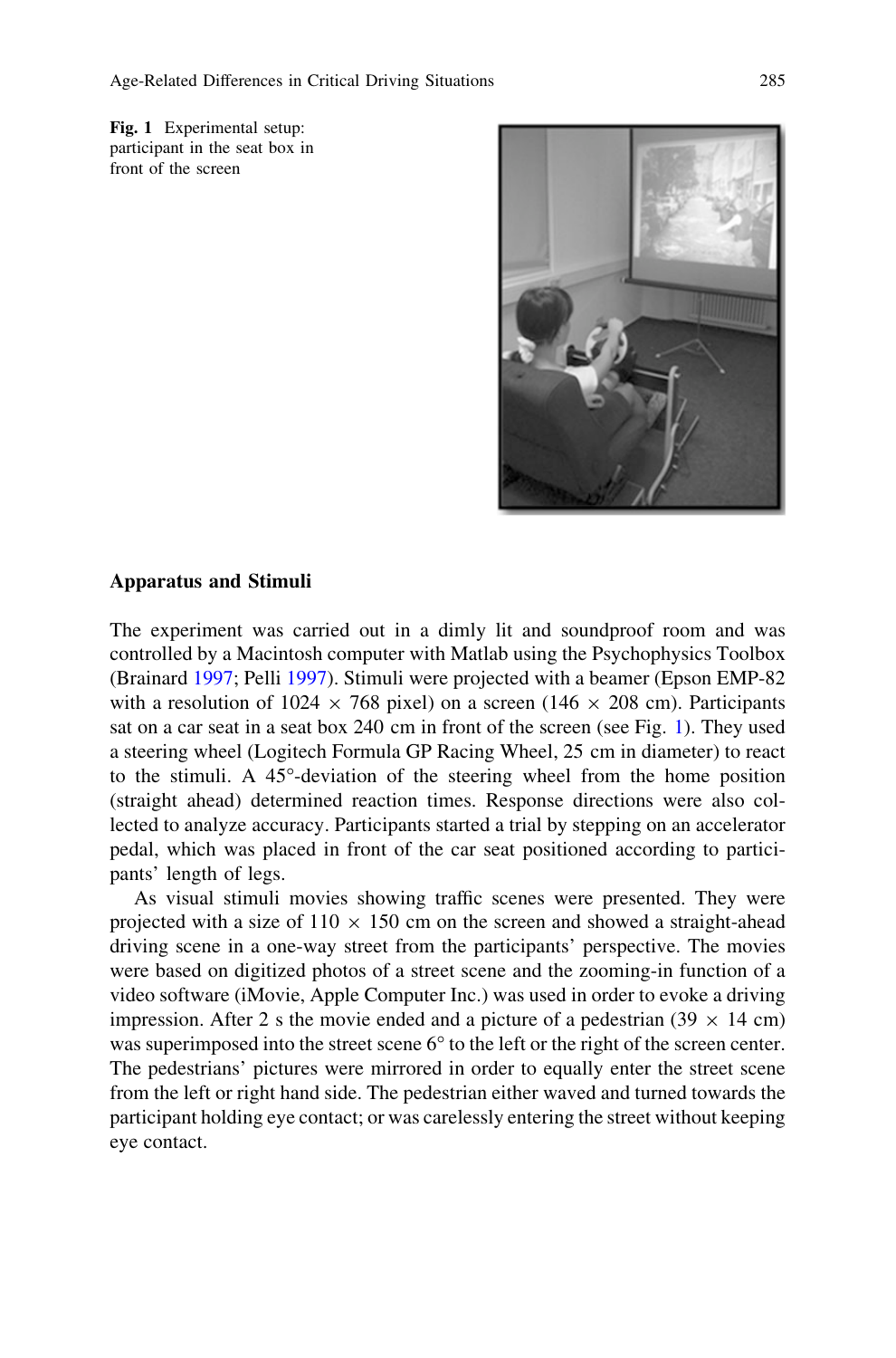Fig. 1 Experimental setup: participant in the seat box in front of the screen

### Apparatus and Stimuli

The experiment was carried out in a dimly lit and soundproof room and was controlled by a Macintosh computer with Matlab using the Psychophysics Toolbox (Brainard 1997; Pelli 1997). Stimuli were projected with a beamer (Epson EMP-82 with a resolution of 1024 × 768 pixel) on a screen (146 × 208 cm). Participants sat on a car seat in a seat box 240 cm in front of the screen (see Fig. 1). They used a steering wheel (Logitech Formula GP Racing Wheel, 25 cm in diameter) to react to the stimuli. A 45°-deviation of the steering wheel from the home position (straight ahead) determined reaction times. Response directions were also collected to analyze accuracy. Participants started a trial by stepping on an accelerator pedal, which was placed in front of the car seat positioned according to participants' length of legs.

As visual stimuli movies showing traffic scenes were presented. They were projected with a size of 110 × 150 cm on the screen and showed a straight-ahead driving scene in a one-way street from the participants' perspective. The movies were based on digitized photos of a street scene and the zooming-in function of a video software (iMovie, Apple Computer Inc.) was used in order to evoke a driving impression. After 2 s the movie ended and a picture of a pedestrian (39 × 14 cm) was superimposed into the street scene 6° to the left or the right of the screen center. The pedestrians' pictures were mirrored in order to equally enter the street scene from the left or right hand side. The pedestrian either waved and turned towards the participant holding eye contact; or was carelessly entering the street without keeping eye contact.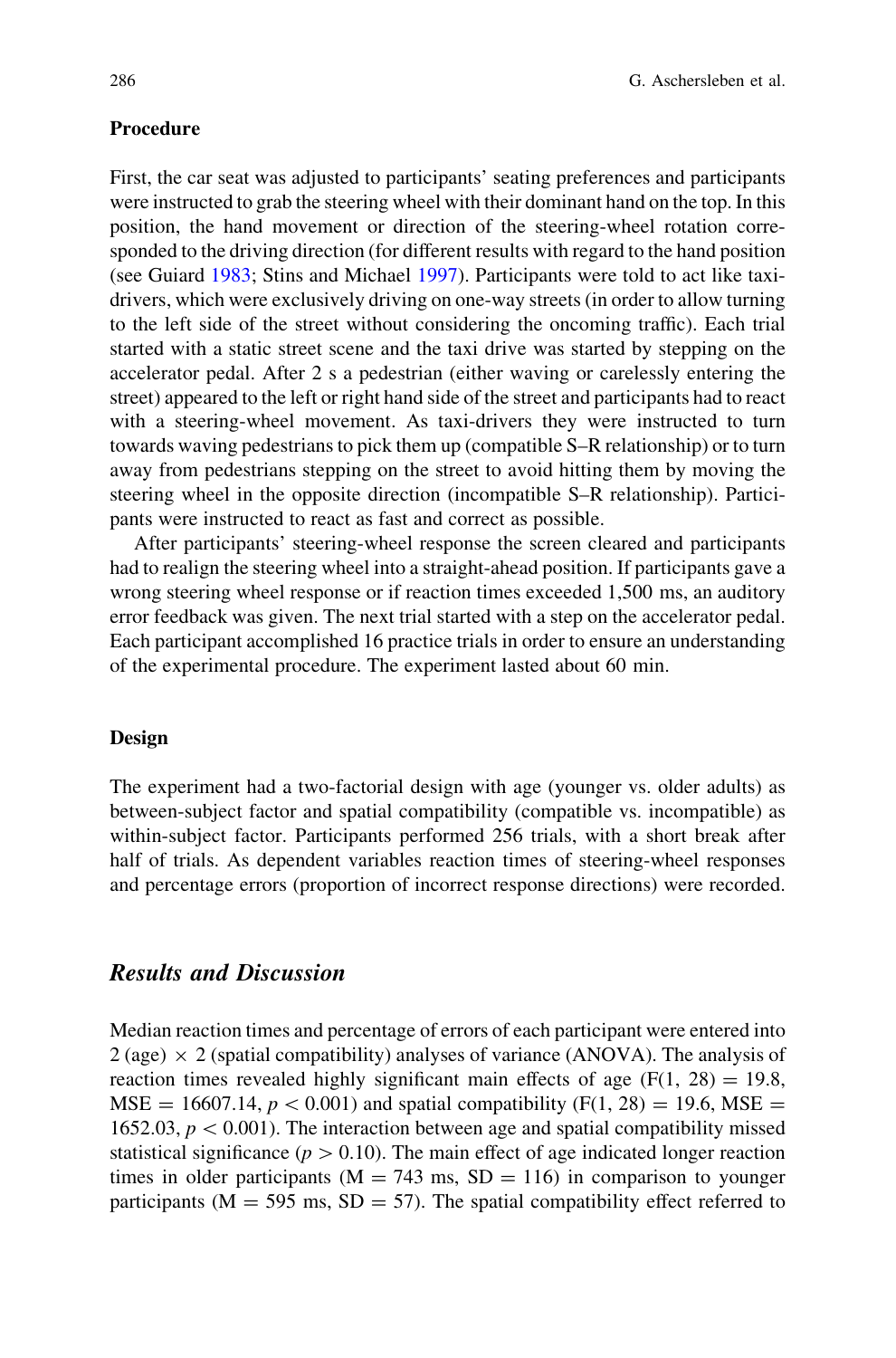#### Procedure

First, the car seat was adjusted to participants' seating preferences and participants were instructed to grab the steering wheel with their dominant hand on the top. In this position, the hand movement or direction of the steering-wheel rotation corresponded to the driving direction (for different results with regard to the hand position (see Guiard 1983; Stins and Michael 1997). Participants were told to act like taxi-drivers, which were exclusively driving on one-way streets (in order to allow turning to the left side of the street without considering the oncoming traffic). Each trial started with a static street scene and the taxi drive was started by stepping on the accelerator pedal. After 2 s a pedestrian (either waving or carelessly entering the street) appeared to the left or right hand side of the street and participants had to react with a steering-wheel movement. As taxi-drivers they were instructed to turn towards waving pedestrians to pick them up (compatible S–R relationship) or to turn away from pedestrians stepping on the street to avoid hitting them by moving the steering wheel in the opposite direction (incompatible S–R relationship). Participants were instructed to react as fast and correct as possible.

After participants' steering-wheel response the screen cleared and participants had to realign the steering wheel into a straight-ahead position. If participants gave a wrong steering wheel response or if reaction times exceeded 1,500 ms, an auditory error feedback was given. The next trial started with a step on the accelerator pedal. Each participant accomplished 16 practice trials in order to ensure an understanding of the experimental procedure. The experiment lasted about 60 min.

#### Design

The experiment had a two-factorial design with age (younger vs. older adults) as between-subject factor and spatial compatibility (compatible vs. incompatible) as within-subject factor. Participants performed 256 trials, with a short break after half of trials. As dependent variables reaction times of steering-wheel responses and percentage errors (proportion of incorrect response directions) were recorded.

### *Results and Discussion*

Median reaction times and percentage of errors of each participant were entered into 2 (age) $\times$ 2 (spatial compatibility) analyses of variance (ANOVA). The analysis of reaction times revealed highly significant main effects of age ($F(1, 28) = 19.8$, $MSE = 16607.14$, $p < 0.001$) and spatial compatibility ($F(1, 28) = 19.6$, $MSE = 1652.03$, $p < 0.001$). The interaction between age and spatial compatibility missed statistical significance ($p > 0.10$). The main effect of age indicated longer reaction times in older participants ($M = 743$ ms, $SD = 116$) in comparison to younger participants ($M = 595$ ms, $SD = 57$). The spatial compatibility effect referred to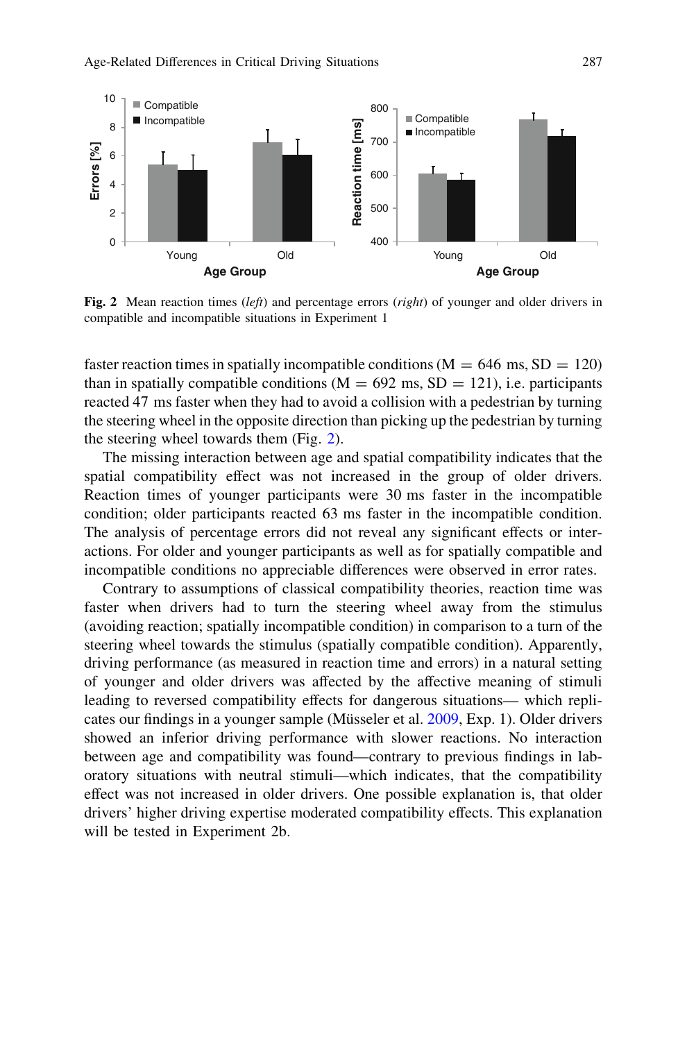Fig. 2 Mean reaction times (*left*) and percentage errors (*right*) of younger and older drivers in compatible and incompatible situations in Experiment 1

faster reaction times in spatially incompatible conditions (M = 646 ms, SD = 120) than in spatially compatible conditions (M = 692 ms, SD = 121), i.e. participants reacted 47 ms faster when they had to avoid a collision with a pedestrian by turning the steering wheel in the opposite direction than picking up the pedestrian by turning the steering wheel towards them (Fig. 2).

The missing interaction between age and spatial compatibility indicates that the spatial compatibility effect was not increased in the group of older drivers. Reaction times of younger participants were 30 ms faster in the incompatible condition; older participants reacted 63 ms faster in the incompatible condition. The analysis of percentage errors did not reveal any significant effects or interactions. For older and younger participants as well as for spatially compatible and incompatible conditions no appreciable differences were observed in error rates.

Contrary to assumptions of classical compatibility theories, reaction time was faster when drivers had to turn the steering wheel away from the stimulus (avoiding reaction; spatially incompatible condition) in comparison to a turn of the steering wheel towards the stimulus (spatially compatible condition). Apparently, driving performance (as measured in reaction time and errors) in a natural setting of younger and older drivers was affected by the affective meaning of stimuli leading to reversed compatibility effects for dangerous situations— which replicates our findings in a younger sample (Müsseler et al. 2009, Exp. 1). Older drivers showed an inferior driving performance with slower reactions. No interaction between age and compatibility was found—contrary to previous findings in laboratory situations with neutral stimuli—which indicates, that the compatibility effect was not increased in older drivers. One possible explanation is, that older drivers' higher driving expertise moderated compatibility effects. This explanation will be tested in Experiment 2b.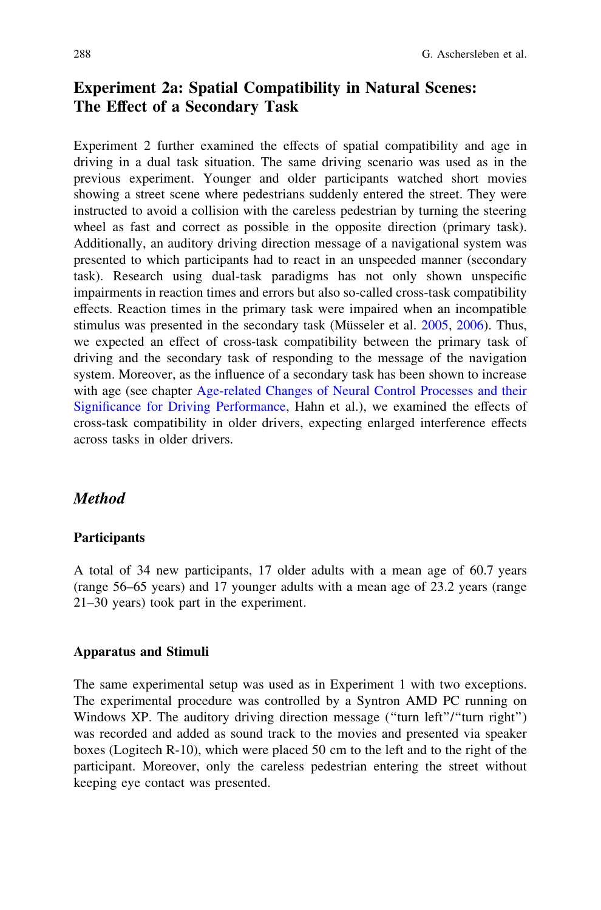## Experiment 2a: Spatial Compatibility in Natural Scenes: The Effect of a Secondary Task

Experiment 2 further examined the effects of spatial compatibility and age in driving in a dual task situation. The same driving scenario was used as in the previous experiment. Younger and older participants watched short movies showing a street scene where pedestrians suddenly entered the street. They were instructed to avoid a collision with the careless pedestrian by turning the steering wheel as fast and correct as possible in the opposite direction (primary task). Additionally, an auditory driving direction message of a navigational system was presented to which participants had to react in an unspeeded manner (secondary task). Research using dual-task paradigms has not only shown unspecific impairments in reaction times and errors but also so-called cross-task compatibility effects. Reaction times in the primary task were impaired when an incompatible stimulus was presented in the secondary task (Müsseler et al. 2005, 2006). Thus, we expected an effect of cross-task compatibility between the primary task of driving and the secondary task of responding to the message of the navigation system. Moreover, as the influence of a secondary task has been shown to increase with age (see chapter Age-related Changes of Neural Control Processes and their Significance for Driving Performance, Hahn et al.), we examined the effects of cross-task compatibility in older drivers, expecting enlarged interference effects across tasks in older drivers.

### *Method*

#### Participants

A total of 34 new participants, 17 older adults with a mean age of 60.7 years (range 56–65 years) and 17 younger adults with a mean age of 23.2 years (range 21–30 years) took part in the experiment.

#### Apparatus and Stimuli

The same experimental setup was used as in Experiment 1 with two exceptions. The experimental procedure was controlled by a Syntron AMD PC running on Windows XP. The auditory driving direction message ("turn left"/"turn right") was recorded and added as sound track to the movies and presented via speaker boxes (Logitech R-10), which were placed 50 cm to the left and to the right of the participant. Moreover, only the careless pedestrian entering the street without keeping eye contact was presented.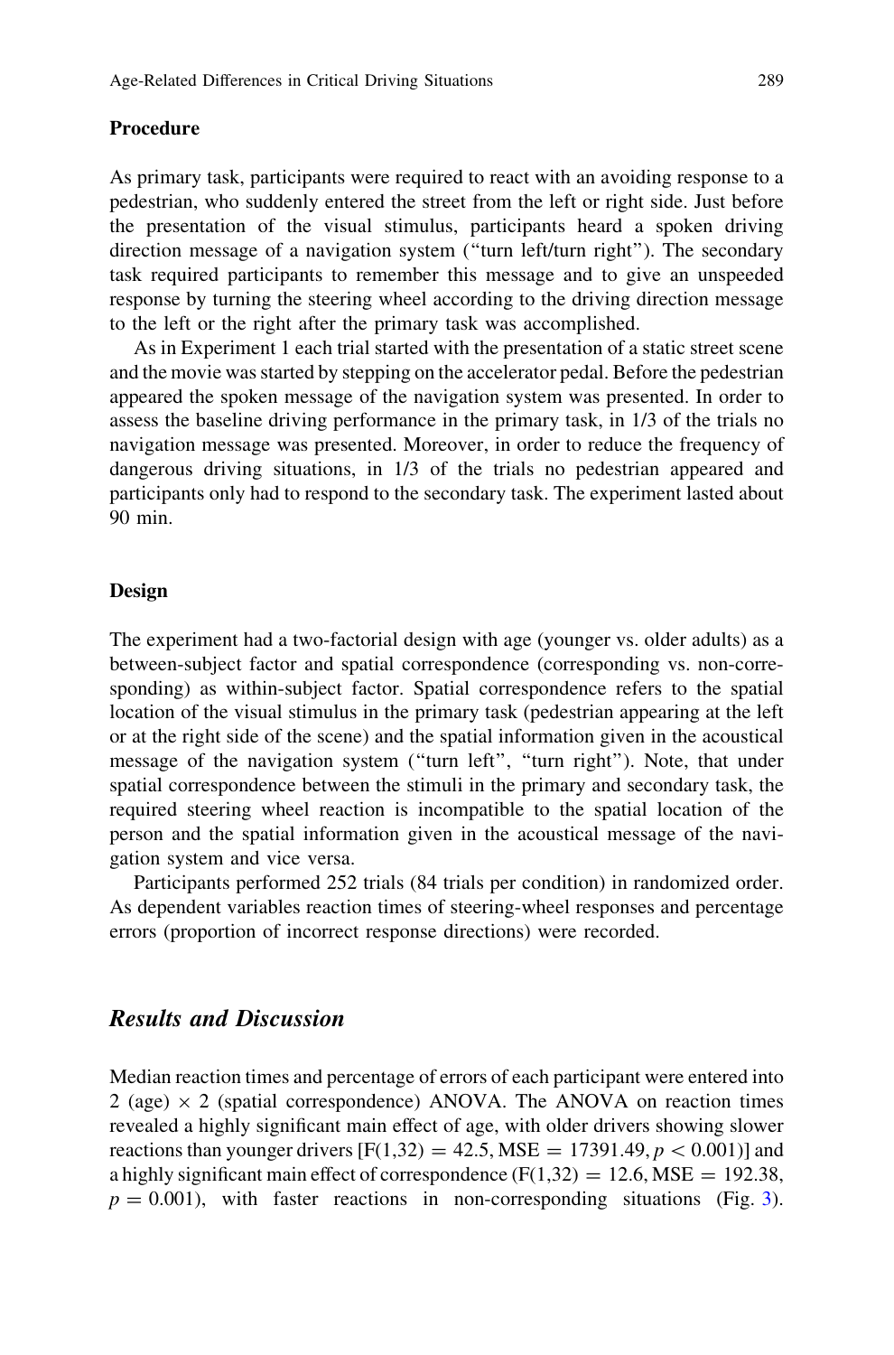#### Procedure

As primary task, participants were required to react with an avoiding response to a pedestrian, who suddenly entered the street from the left or right side. Just before the presentation of the visual stimulus, participants heard a spoken driving direction message of a navigation system ("turn left/turn right"). The secondary task required participants to remember this message and to give an unspeeded response by turning the steering wheel according to the driving direction message to the left or the right after the primary task was accomplished.

As in Experiment 1 each trial started with the presentation of a static street scene and the movie was started by stepping on the accelerator pedal. Before the pedestrian appeared the spoken message of the navigation system was presented. In order to assess the baseline driving performance in the primary task, in 1/3 of the trials no navigation message was presented. Moreover, in order to reduce the frequency of dangerous driving situations, in 1/3 of the trials no pedestrian appeared and participants only had to respond to the secondary task. The experiment lasted about 90 min.

#### Design

The experiment had a two-factorial design with age (younger vs. older adults) as a between-subject factor and spatial correspondence (corresponding vs. non-corresponding) as within-subject factor. Spatial correspondence refers to the spatial location of the visual stimulus in the primary task (pedestrian appearing at the left or at the right side of the scene) and the spatial information given in the acoustical message of the navigation system ("turn left", "turn right"). Note, that under spatial correspondence between the stimuli in the primary and secondary task, the required steering wheel reaction is incompatible to the spatial location of the person and the spatial information given in the acoustical message of the navigation system and vice versa.

Participants performed 252 trials (84 trials per condition) in randomized order. As dependent variables reaction times of steering-wheel responses and percentage errors (proportion of incorrect response directions) were recorded.

### *Results and Discussion*

Median reaction times and percentage of errors of each participant were entered into 2 (age) $\times$ 2 (spatial correspondence) ANOVA. The ANOVA on reaction times revealed a highly significant main effect of age, with older drivers showing slower reactions than younger drivers [$F(1,32) = 42.5$, $MSE = 17391.49$, $p < 0.001$)] and a highly significant main effect of correspondence ($F(1,32) = 12.6$, $MSE = 192.38$, $p = 0.001$), with faster reactions in non-corresponding situations (Fig. 3).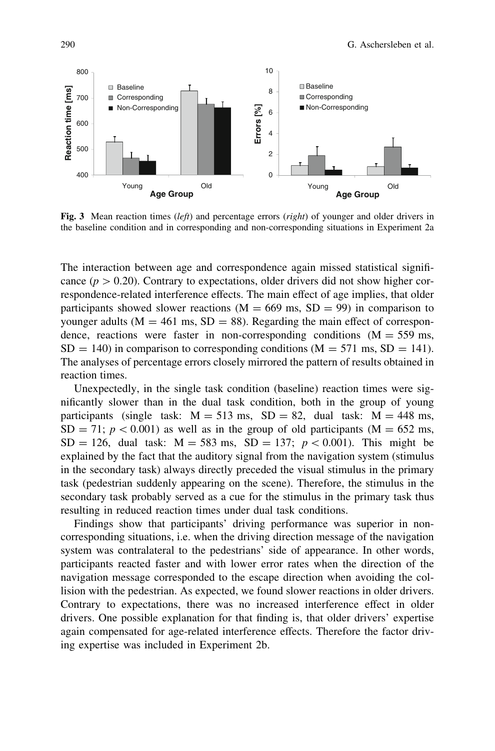Fig. 3 Mean reaction times (*left*) and percentage errors (*right*) of younger and older drivers in the baseline condition and in corresponding and non-corresponding situations in Experiment 2a

The interaction between age and correspondence again missed statistical significance ($p > 0.20$). Contrary to expectations, older drivers did not show higher correspondence-related interference effects. The main effect of age implies, that older participants showed slower reactions (M = 669 ms, SD = 99) in comparison to younger adults (M = 461 ms, SD = 88). Regarding the main effect of correspondence, reactions were faster in non-corresponding conditions (M = 559 ms, SD = 140) in comparison to corresponding conditions (M = 571 ms, SD = 141). The analyses of percentage errors closely mirrored the pattern of results obtained in reaction times.

Unexpectedly, in the single task condition (baseline) reaction times were significantly slower than in the dual task condition, both in the group of young participants (single task: M = 513 ms, SD = 82, dual task: M = 448 ms, SD = 71; $p < 0.001$) as well as in the group of old participants (M = 652 ms, SD = 126, dual task: M = 583 ms, SD = 137; $p < 0.001$). This might be explained by the fact that the auditory signal from the navigation system (stimulus in the secondary task) always directly preceded the visual stimulus in the primary task (pedestrian suddenly appearing on the scene). Therefore, the stimulus in the secondary task probably served as a cue for the stimulus in the primary task thus resulting in reduced reaction times under dual task conditions.

Findings show that participants' driving performance was superior in non-corresponding situations, i.e. when the driving direction message of the navigation system was contralateral to the pedestrians' side of appearance. In other words, participants reacted faster and with lower error rates when the direction of the navigation message corresponded to the escape direction when avoiding the collision with the pedestrian. As expected, we found slower reactions in older drivers. Contrary to expectations, there was no increased interference effect in older drivers. One possible explanation for that finding is, that older drivers' expertise again compensated for age-related interference effects. Therefore the factor driving expertise was included in Experiment 2b.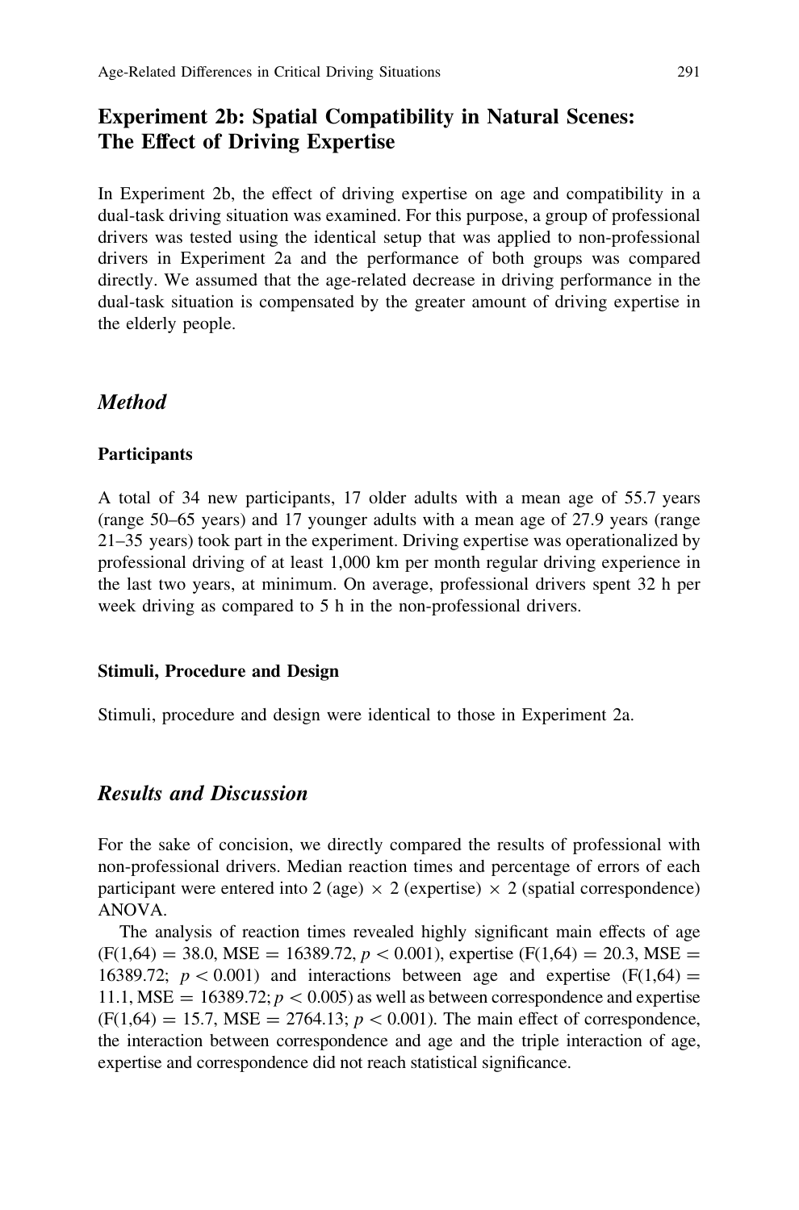## Experiment 2b: Spatial Compatibility in Natural Scenes: The Effect of Driving Expertise

In Experiment 2b, the effect of driving expertise on age and compatibility in a dual-task driving situation was examined. For this purpose, a group of professional drivers was tested using the identical setup that was applied to non-professional drivers in Experiment 2a and the performance of both groups was compared directly. We assumed that the age-related decrease in driving performance in the dual-task situation is compensated by the greater amount of driving expertise in the elderly people.

### *Method*

#### Participants

A total of 34 new participants, 17 older adults with a mean age of 55.7 years (range 50–65 years) and 17 younger adults with a mean age of 27.9 years (range 21–35 years) took part in the experiment. Driving expertise was operationalized by professional driving of at least 1,000 km per month regular driving experience in the last two years, at minimum. On average, professional drivers spent 32 h per week driving as compared to 5 h in the non-professional drivers.

#### Stimuli, Procedure and Design

Stimuli, procedure and design were identical to those in Experiment 2a.

### *Results and Discussion*

For the sake of concision, we directly compared the results of professional with non-professional drivers. Median reaction times and percentage of errors of each participant were entered into 2 (age) $\times$ 2 (expertise) $\times$ 2 (spatial correspondence) ANOVA.

The analysis of reaction times revealed highly significant main effects of age ($F(1,64) = 38.0$, $MSE = 16389.72$, $p < 0.001$), expertise ($F(1,64) = 20.3$, $MSE = 16389.72$; $p < 0.001$) and interactions between age and expertise ($F(1,64) = 11.1$, $MSE = 16389.72$; $p < 0.005$) as well as between correspondence and expertise ($F(1,64) = 15.7$, $MSE = 2764.13$; $p < 0.001$). The main effect of correspondence, the interaction between correspondence and age and the triple interaction of age, expertise and correspondence did not reach statistical significance.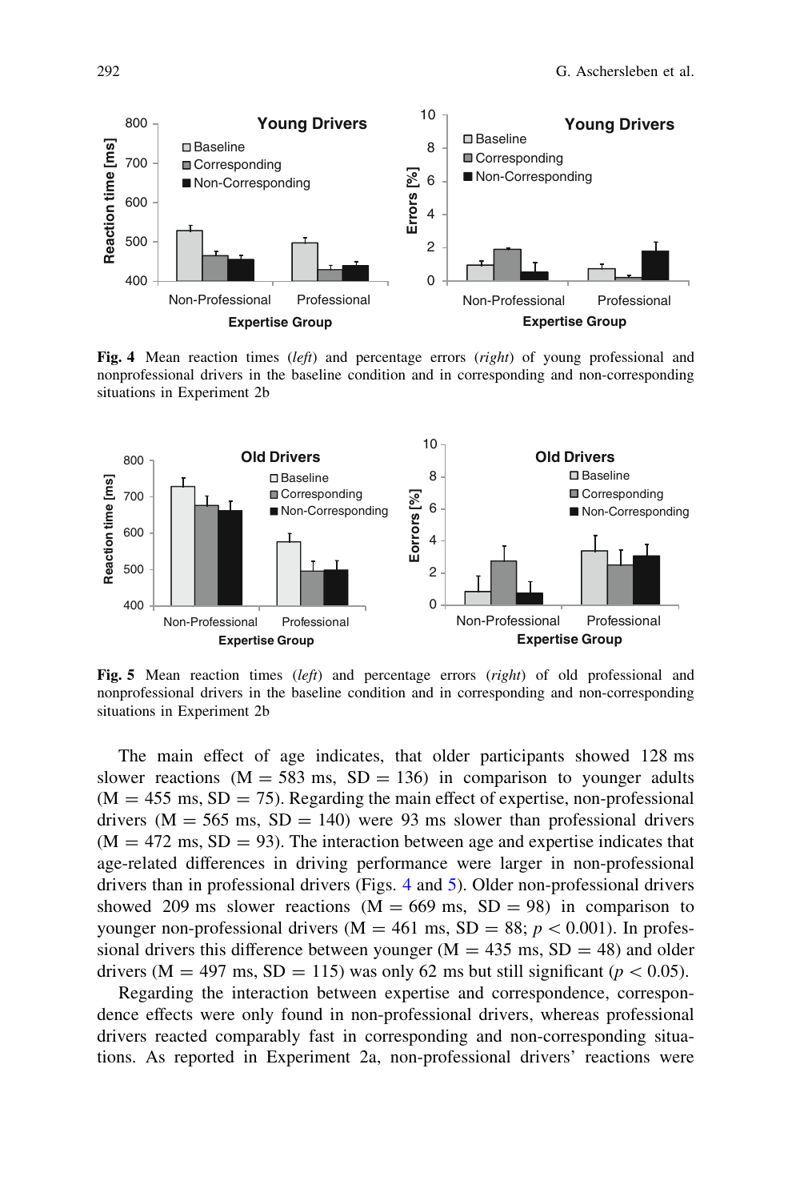**Fig. 4** Mean reaction times (*left*) and percentage errors (*right*) of young professional and nonprofessional drivers in the baseline condition and in corresponding and non-corresponding situations in Experiment 2b

**Fig. 5** Mean reaction times (*left*) and percentage errors (*right*) of old professional and nonprofessional drivers in the baseline condition and in corresponding and non-corresponding situations in Experiment 2b

The main effect of age indicates, that older participants showed 128 ms slower reactions (M = 583 ms, SD = 136) in comparison to younger adults (M = 455 ms, SD = 75). Regarding the main effect of expertise, non-professional drivers (M = 565 ms, SD = 140) were 93 ms slower than professional drivers (M = 472 ms, SD = 93). The interaction between age and expertise indicates that age-related differences in driving performance were larger in non-professional drivers than in professional drivers (Figs. 4 and 5). Older non-professional drivers showed 209 ms slower reactions (M = 669 ms, SD = 98) in comparison to younger non-professional drivers (M = 461 ms, SD = 88; $p < 0.001$). In professional drivers this difference between younger (M = 435 ms, SD = 48) and older drivers (M = 497 ms, SD = 115) was only 62 ms but still significant ($p < 0.05$).

Regarding the interaction between expertise and correspondence, correspondence effects were only found in non-professional drivers, whereas professional drivers reacted comparably fast in corresponding and non-corresponding situations. As reported in Experiment 2a, non-professional drivers' reactions were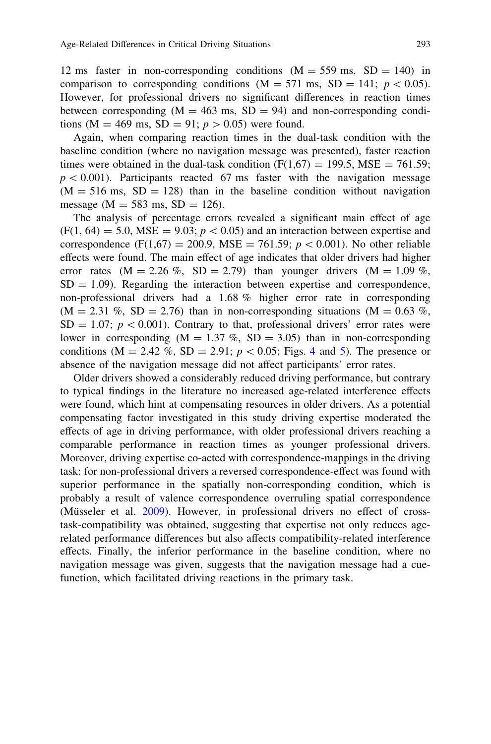12 ms faster in non-corresponding conditions (M = 559 ms, SD = 140) in comparison to corresponding conditions (M = 571 ms, SD = 141; $p < 0.05$). However, for professional drivers no significant differences in reaction times between corresponding (M = 463 ms, SD = 94) and non-corresponding conditions (M = 469 ms, SD = 91; $p > 0.05$) were found.

Again, when comparing reaction times in the dual-task condition with the baseline condition (where no navigation message was presented), faster reaction times were obtained in the dual-task condition ($F(1,67) = 199.5$, MSE = 761.59; $p < 0.001$). Participants reacted 67 ms faster with the navigation message (M = 516 ms, SD = 128) than in the baseline condition without navigation message (M = 583 ms, SD = 126).

The analysis of percentage errors revealed a significant main effect of age ($F(1, 64) = 5.0$, MSE = 9.03; $p < 0.05$) and an interaction between expertise and correspondence ($F(1,67) = 200.9$, MSE = 761.59; $p < 0.001$). No other reliable effects were found. The main effect of age indicates that older drivers had higher error rates (M = 2.26 %, SD = 2.79) than younger drivers (M = 1.09 %, SD = 1.09). Regarding the interaction between expertise and correspondence, non-professional drivers had a 1.68 % higher error rate in corresponding (M = 2.31 %, SD = 2.76) than in non-corresponding situations (M = 0.63 %, SD = 1.07; $p < 0.001$). Contrary to that, professional drivers' error rates were lower in corresponding (M = 1.37 %, SD = 3.05) than in non-corresponding conditions (M = 2.42 %, SD = 2.91; $p < 0.05$; Figs. 4 and 5). The presence or absence of the navigation message did not affect participants' error rates.

Older drivers showed a considerably reduced driving performance, but contrary to typical findings in the literature no increased age-related interference effects were found, which hint at compensating resources in older drivers. As a potential compensating factor investigated in this study driving expertise moderated the effects of age in driving performance, with older professional drivers reaching a comparable performance in reaction times as younger professional drivers. Moreover, driving expertise co-acted with correspondence-mappings in the driving task: for non-professional drivers a reversed correspondence-effect was found with superior performance in the spatially non-corresponding condition, which is probably a result of valence correspondence overruling spatial correspondence (Müsseler et al. 2009). However, in professional drivers no effect of cross-task-compatibility was obtained, suggesting that expertise not only reduces age-related performance differences but also affects compatibility-related interference effects. Finally, the inferior performance in the baseline condition, where no navigation message was given, suggests that the navigation message had a cue-function, which facilitated driving reactions in the primary task.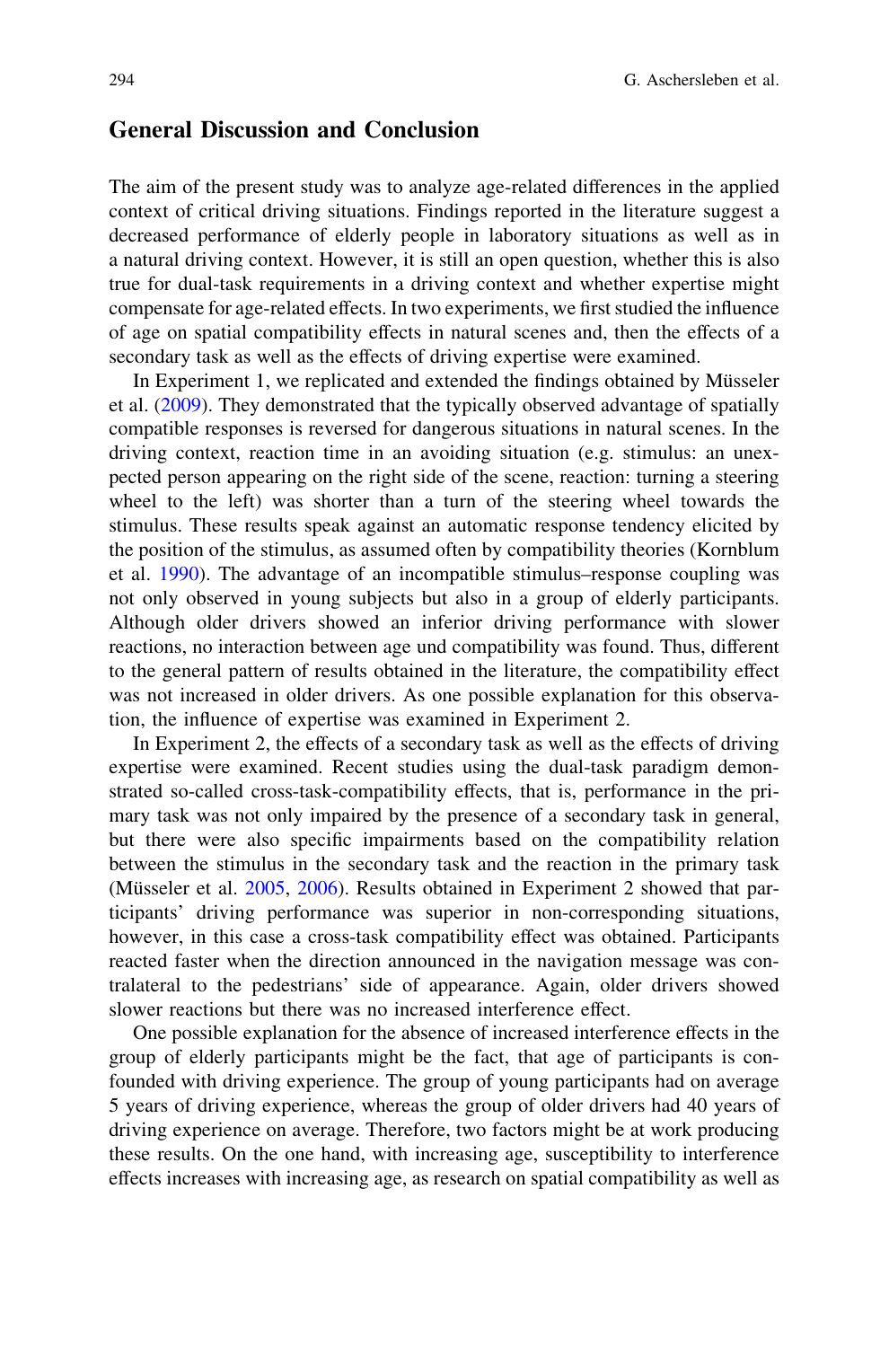## General Discussion and Conclusion

The aim of the present study was to analyze age-related differences in the applied context of critical driving situations. Findings reported in the literature suggest a decreased performance of elderly people in laboratory situations as well as in a natural driving context. However, it is still an open question, whether this is also true for dual-task requirements in a driving context and whether expertise might compensate for age-related effects. In two experiments, we first studied the influence of age on spatial compatibility effects in natural scenes and, then the effects of a secondary task as well as the effects of driving expertise were examined.

In Experiment 1, we replicated and extended the findings obtained by Müsseler et al. (2009). They demonstrated that the typically observed advantage of spatially compatible responses is reversed for dangerous situations in natural scenes. In the driving context, reaction time in an avoiding situation (e.g. stimulus: an unexpected person appearing on the right side of the scene, reaction: turning a steering wheel to the left) was shorter than a turn of the steering wheel towards the stimulus. These results speak against an automatic response tendency elicited by the position of the stimulus, as assumed often by compatibility theories (Kornblum et al. 1990). The advantage of an incompatible stimulus–response coupling was not only observed in young subjects but also in a group of elderly participants. Although older drivers showed an inferior driving performance with slower reactions, no interaction between age und compatibility was found. Thus, different to the general pattern of results obtained in the literature, the compatibility effect was not increased in older drivers. As one possible explanation for this observation, the influence of expertise was examined in Experiment 2.

In Experiment 2, the effects of a secondary task as well as the effects of driving expertise were examined. Recent studies using the dual-task paradigm demonstrated so-called cross-task-compatibility effects, that is, performance in the primary task was not only impaired by the presence of a secondary task in general, but there were also specific impairments based on the compatibility relation between the stimulus in the secondary task and the reaction in the primary task (Müsseler et al. 2005, 2006). Results obtained in Experiment 2 showed that participants' driving performance was superior in non-corresponding situations, however, in this case a cross-task compatibility effect was obtained. Participants reacted faster when the direction announced in the navigation message was contralateral to the pedestrians' side of appearance. Again, older drivers showed slower reactions but there was no increased interference effect.

One possible explanation for the absence of increased interference effects in the group of elderly participants might be the fact, that age of participants is confounded with driving experience. The group of young participants had on average 5 years of driving experience, whereas the group of older drivers had 40 years of driving experience on average. Therefore, two factors might be at work producing these results. On the one hand, with increasing age, susceptibility to interference effects increases with increasing age, as research on spatial compatibility as well as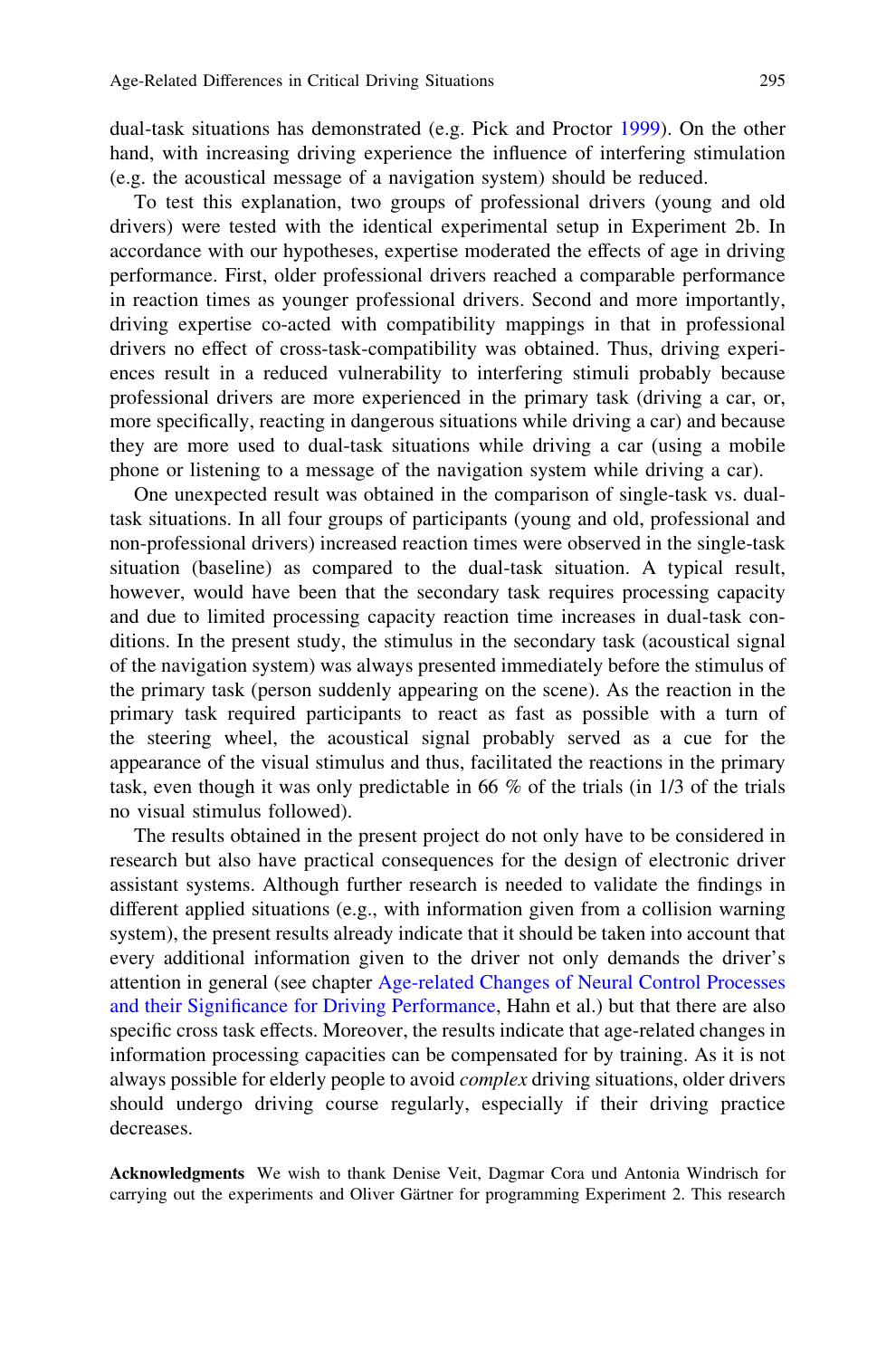dual-task situations has demonstrated (e.g. Pick and Proctor 1999). On the other hand, with increasing driving experience the influence of interfering stimulation (e.g. the acoustical message of a navigation system) should be reduced.

To test this explanation, two groups of professional drivers (young and old drivers) were tested with the identical experimental setup in Experiment 2b. In accordance with our hypotheses, expertise moderated the effects of age in driving performance. First, older professional drivers reached a comparable performance in reaction times as younger professional drivers. Second and more importantly, driving expertise co-acted with compatibility mappings in that in professional drivers no effect of cross-task-compatibility was obtained. Thus, driving experiences result in a reduced vulnerability to interfering stimuli probably because professional drivers are more experienced in the primary task (driving a car, or, more specifically, reacting in dangerous situations while driving a car) and because they are more used to dual-task situations while driving a car (using a mobile phone or listening to a message of the navigation system while driving a car).

One unexpected result was obtained in the comparison of single-task vs. dual-task situations. In all four groups of participants (young and old, professional and non-professional drivers) increased reaction times were observed in the single-task situation (baseline) as compared to the dual-task situation. A typical result, however, would have been that the secondary task requires processing capacity and due to limited processing capacity reaction time increases in dual-task conditions. In the present study, the stimulus in the secondary task (acoustical signal of the navigation system) was always presented immediately before the stimulus of the primary task (person suddenly appearing on the scene). As the reaction in the primary task required participants to react as fast as possible with a turn of the steering wheel, the acoustical signal probably served as a cue for the appearance of the visual stimulus and thus, facilitated the reactions in the primary task, even though it was only predictable in 66 % of the trials (in 1/3 of the trials no visual stimulus followed).

The results obtained in the present project do not only have to be considered in research but also have practical consequences for the design of electronic driver assistant systems. Although further research is needed to validate the findings in different applied situations (e.g., with information given from a collision warning system), the present results already indicate that it should be taken into account that every additional information given to the driver not only demands the driver's attention in general (see chapter Age-related Changes of Neural Control Processes and their Significance for Driving Performance, Hahn et al.) but that there are also specific cross task effects. Moreover, the results indicate that age-related changes in information processing capacities can be compensated for by training. As it is not always possible for elderly people to avoid *complex* driving situations, older drivers should undergo driving course regularly, especially if their driving practice decreases.

**Acknowledgments** We wish to thank Denise Veit, Dagmar Cora und Antonia Windrisch for carrying out the experiments and Oliver Gärtner for programming Experiment 2. This research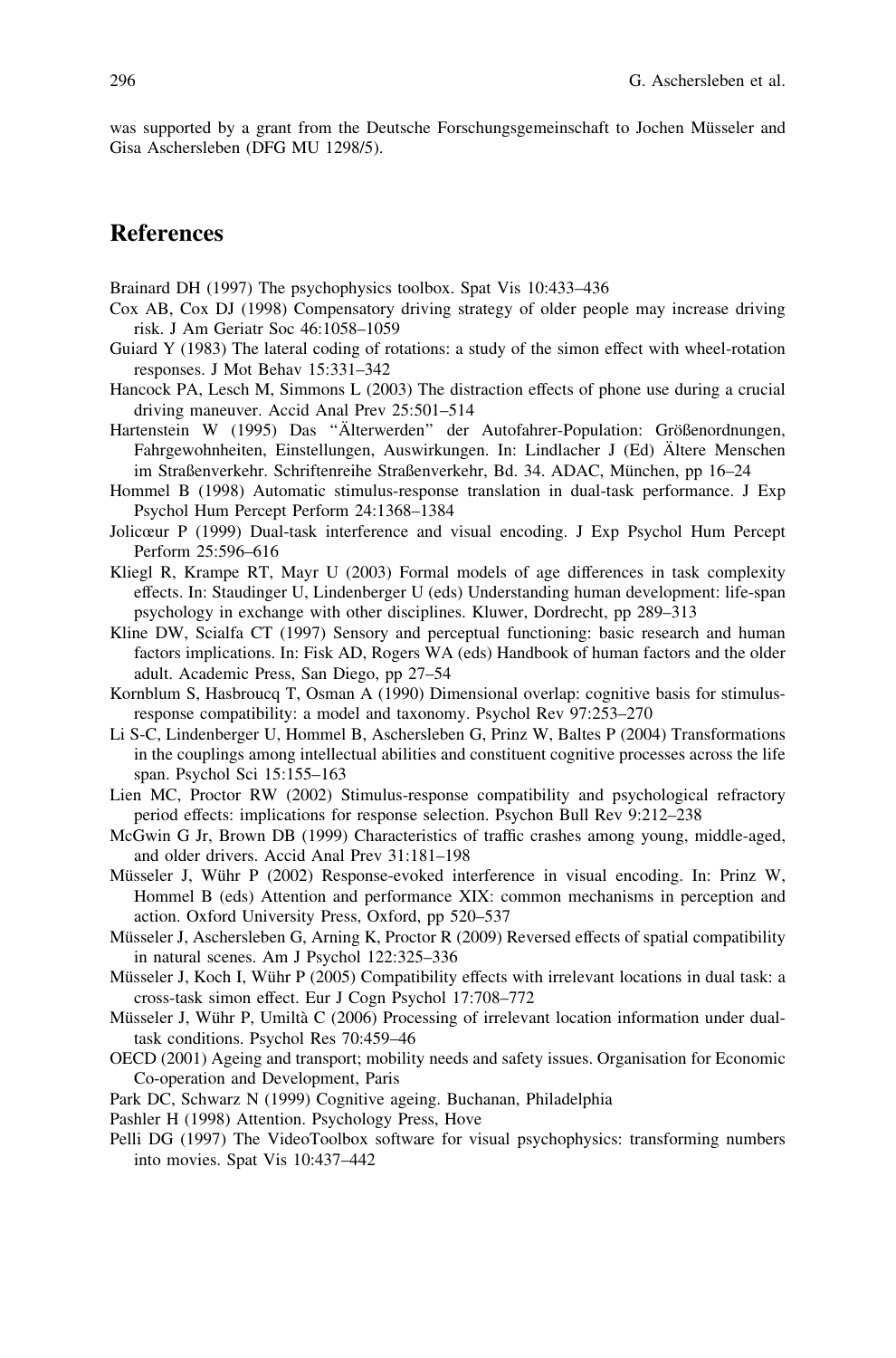was supported by a grant from the Deutsche Forschungsgemeinschaft to Jochen Müsseler and Gisa Aschersleben (DFG MU 1298/5).

## References

Brainard DH (1997) The psychophysics toolbox. Spat Vis 10:433–436

Cox AB, Cox DJ (1998) Compensatory driving strategy of older people may increase driving risk. J Am Geriatr Soc 46:1058–1059

Guiard Y (1983) The lateral coding of rotations: a study of the simon effect with wheel-rotation responses. J Mot Behav 15:331–342

Hancock PA, Lesch M, Simmons L (2003) The distraction effects of phone use during a crucial driving maneuver. Accid Anal Prev 25:501–514

Hartenstein W (1995) Das "Älterwerden" der Autofahrer-Population: Größenordnungen, Fahrgewohnheiten, Einstellungen, Auswirkungen. In: Lindlacher J (Ed) Ältere Menschen im Straßenverkehr. Schriftenreihe Straßenverkehr, Bd. 34. ADAC, München, pp 16–24

Hommel B (1998) Automatic stimulus-response translation in dual-task performance. J Exp Psychol Hum Percept Perform 24:1368–1384

Jolicœur P (1999) Dual-task interference and visual encoding. J Exp Psychol Hum Percept Perform 25:596–616

Kliegl R, Krampe RT, Mayr U (2003) Formal models of age differences in task complexity effects. In: Staudinger U, Lindenberger U (eds) Understanding human development: life-span psychology in exchange with other disciplines. Kluwer, Dordrecht, pp 289–313

Kline DW, Scialfa CT (1997) Sensory and perceptual functioning: basic research and human factors implications. In: Fisk AD, Rogers WA (eds) Handbook of human factors and the older adult. Academic Press, San Diego, pp 27–54

Kornblum S, Hasbroucq T, Osman A (1990) Dimensional overlap: cognitive basis for stimulus-response compatibility: a model and taxonomy. Psychol Rev 97:253–270

Li S-C, Lindenberger U, Hommel B, Aschersleben G, Prinz W, Baltes P (2004) Transformations in the couplings among intellectual abilities and constituent cognitive processes across the life span. Psychol Sci 15:155–163

Lien MC, Proctor RW (2002) Stimulus-response compatibility and psychological refractory period effects: implications for response selection. Psychon Bull Rev 9:212–238

McGwin G Jr, Brown DB (1999) Characteristics of traffic crashes among young, middle-aged, and older drivers. Accid Anal Prev 31:181–198

Müsseler J, Wühr P (2002) Response-evoked interference in visual encoding. In: Prinz W, Hommel B (eds) Attention and performance XIX: common mechanisms in perception and action. Oxford University Press, Oxford, pp 520–537

Müsseler J, Aschersleben G, Arning K, Proctor R (2009) Reversed effects of spatial compatibility in natural scenes. Am J Psychol 122:325–336

Müsseler J, Koch I, Wühr P (2005) Compatibility effects with irrelevant locations in dual task: a cross-task simon effect. Eur J Cogn Psychol 17:708–772

Müsseler J, Wühr P, Umiltà C (2006) Processing of irrelevant location information under dual-task conditions. Psychol Res 70:459–46

OECD (2001) Ageing and transport; mobility needs and safety issues. Organisation for Economic Co-operation and Development, Paris

Park DC, Schwarz N (1999) Cognitive ageing. Buchanan, Philadelphia

Pashler H (1998) Attention. Psychology Press, Hove

Pelli DG (1997) The VideoToolbox software for visual psychophysics: transforming numbers into movies. Spat Vis 10:437–442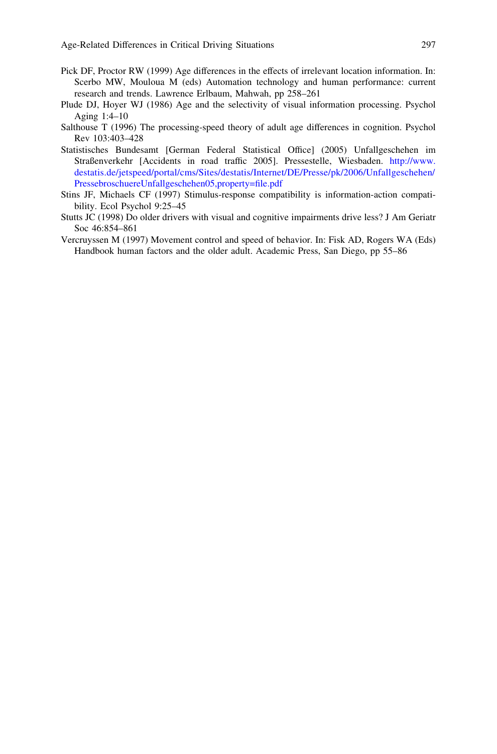Pick DF, Proctor RW (1999) Age differences in the effects of irrelevant location information. In: Scerbo MW, Mouloua M (eds) Automation technology and human performance: current research and trends. Lawrence Erlbaum, Mahwah, pp 258–261

Plude DJ, Hoyer WJ (1986) Age and the selectivity of visual information processing. Psychol Aging 1:4–10

Salthouse T (1996) The processing-speed theory of adult age differences in cognition. Psychol Rev 103:403–428

Statistisches Bundesamt [German Federal Statistical Office] (2005) Unfallgeschehen im Straßenverkehr [Accidents in road traffic 2005]. Pressestelle, Wiesbaden. http://www.destatis.de/jetspeed/portal/cms/Sites/destatis/Internet/DE/Presse/pk/2006/Unfallgeschehen/PressebroschuereUnfallgeschehen05,property=file.pdf

Stins JF, Michaels CF (1997) Stimulus-response compatibility is information-action compatibility. Ecol Psychol 9:25–45

Stutts JC (1998) Do older drivers with visual and cognitive impairments drive less? J Am Geriatr Soc 46:854–861

Vercruyssen M (1997) Movement control and speed of behavior. In: Fisk AD, Rogers WA (Eds) Handbook human factors and the older adult. Academic Press, San Diego, pp 55–86